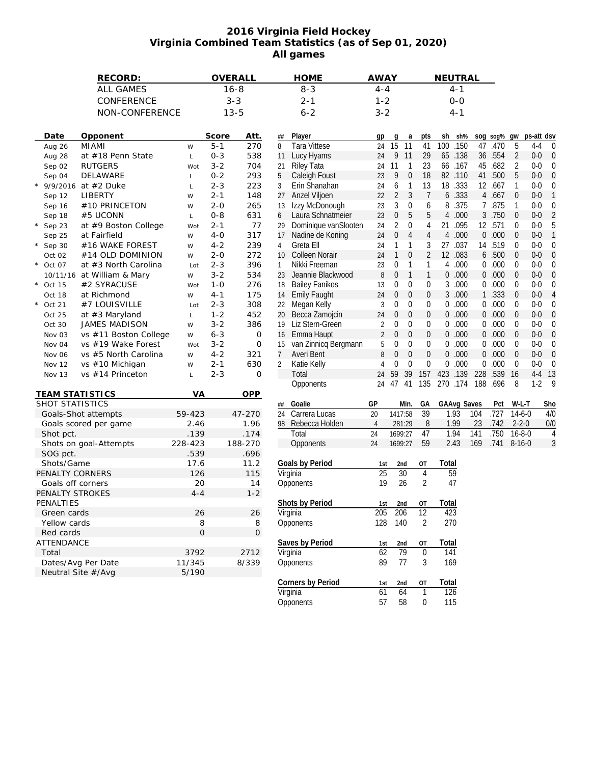# 2016 Virginia Field Hockey
## Virginia Combined Team Statistics (as of Sep 01, 2020)
### All games

| RECORD: | OVERALL | HOME | AWAY | NEUTRAL |
|---|---|---|---|---|
| ALL GAMES | 16-8 | 8-3 | 4-4 | 4-1 |
| CONFERENCE | 3-3 | 2-1 | 1-2 | 0-0 |
| NON-CONFERENCE | 13-5 | 6-2 | 3-2 | 4-1 |

| | Date | Opponent | | Score | Att. |
|---|---|---|---|---|---|
| | Aug 26 | MIAMI | W | 5-1 | 270 |
| | Aug 28 | at #18 Penn State | L | 0-3 | 538 |
| | Sep 02 | RUTGERS | Wot | 3-2 | 704 |
| | Sep 04 | DELAWARE | L | 0-2 | 293 |
| * | 9/9/2016 | at #2 Duke | L | 2-3 | 223 |
| | Sep 12 | LIBERTY | W | 2-1 | 148 |
| | Sep 16 | #10 PRINCETON | W | 2-0 | 265 |
| | Sep 18 | #5 UCONN | L | 0-8 | 631 |
| * | Sep 23 | at #9 Boston College | Wot | 2-1 | 77 |
| | Sep 25 | at Fairfield | W | 4-0 | 317 |
| * | Sep 30 | #16 WAKE FOREST | W | 4-2 | 239 |
| | Oct 02 | #14 OLD DOMINION | W | 2-0 | 272 |
| * | Oct 07 | at #3 North Carolina | Lot | 2-3 | 396 |
| | 10/11/16 | at William & Mary | W | 3-2 | 534 |
| * | Oct 15 | #2 SYRACUSE | Wot | 1-0 | 276 |
| | Oct 18 | at Richmond | W | 4-1 | 175 |
| * | Oct 21 | #7 LOUISVILLE | Lot | 2-3 | 308 |
| | Oct 25 | at #3 Maryland | L | 1-2 | 452 |
| | Oct 30 | JAMES MADISON | W | 3-2 | 386 |
| | Nov 03 | vs #11 Boston College | W | 6-3 | 0 |
| | Nov 04 | vs #19 Wake Forest | Wot | 3-2 | 0 |
| | Nov 06 | vs #5 North Carolina | W | 4-2 | 321 |
| | Nov 12 | vs #10 Michigan | W | 2-1 | 630 |
| | Nov 13 | vs #14 Princeton | L | 2-3 | 0 |

| TEAM STATISTICS | VA | OPP |
|---|---|---|
| SHOT STATISTICS | | |
| Goals-Shot attempts | 59-423 | 47-270 |
| Goals scored per game | 2.46 | 1.96 |
| Shot pct. | .139 | .174 |
| Shots on goal-Attempts | 228-423 | 188-270 |
| SOG pct. | .539 | .696 |
| Shots/Game | 17.6 | 11.2 |
| PENALTY CORNERS | 126 | 115 |
| Goals off corners | 20 | 14 |
| PENALTY STROKES | 4-4 | 1-2 |
| PENALTIES | | |
| Green cards | 26 | 26 |
| Yellow cards | 8 | 8 |
| Red cards | 0 | 0 |
| ATTENDANCE | | |
| Total | 3792 | 2712 |
| Dates/Avg Per Date | 11/345 | 8/339 |
| Neutral Site #/Avg | 5/190 | |

| ## | Player | gp | g | a | pts | sh | sh% | sog | sog% | gw | ps-att | dsv |
|---|---|---|---|---|---|---|---|---|---|---|---|---|
| 8 | Tara Vittese | 24 | 15 | 11 | 41 | 100 | .150 | 47 | .470 | 5 | 4-4 | 0 |
| 11 | Lucy Hyams | 24 | 9 | 11 | 29 | 65 | .138 | 36 | .554 | 2 | 0-0 | 0 |
| 21 | Riley Tata | 24 | 11 | 1 | 23 | 66 | .167 | 45 | .682 | 2 | 0-0 | 0 |
| 5 | Caleigh Foust | 23 | 9 | 0 | 18 | 82 | .110 | 41 | .500 | 5 | 0-0 | 0 |
| 3 | Erin Shanahan | 24 | 6 | 1 | 13 | 18 | .333 | 12 | .667 | 1 | 0-0 | 0 |
| 27 | Anzel Viljoen | 22 | 2 | 3 | 7 | 6 | .333 | 4 | .667 | 0 | 0-0 | 1 |
| 13 | Izzy McDonough | 23 | 3 | 0 | 6 | 8 | .375 | 7 | .875 | 1 | 0-0 | 0 |
| 6 | Laura Schnatmeier | 23 | 0 | 5 | 5 | 4 | .000 | 3 | .750 | 0 | 0-0 | 2 |
| 29 | Dominique vanSlooten | 24 | 2 | 0 | 4 | 21 | .095 | 12 | .571 | 0 | 0-0 | 5 |
| 17 | Nadine de Koning | 24 | 0 | 4 | 4 | 4 | .000 | 0 | .000 | 0 | 0-0 | 1 |
| 4 | Greta Ell | 24 | 1 | 1 | 3 | 27 | .037 | 14 | .519 | 0 | 0-0 | 0 |
| 10 | Colleen Norair | 24 | 1 | 0 | 2 | 12 | .083 | 6 | .500 | 0 | 0-0 | 0 |
| 1 | Nikki Freeman | 23 | 0 | 1 | 1 | 4 | .000 | 0 | .000 | 0 | 0-0 | 0 |
| 23 | Jeannie Blackwood | 8 | 0 | 1 | 1 | 0 | .000 | 0 | .000 | 0 | 0-0 | 0 |
| 18 | Bailey Fanikos | 13 | 0 | 0 | 0 | 3 | .000 | 0 | .000 | 0 | 0-0 | 0 |
| 14 | Emily Faught | 24 | 0 | 0 | 0 | 3 | .000 | 1 | .333 | 0 | 0-0 | 4 |
| 22 | Megan Kelly | 3 | 0 | 0 | 0 | 0 | .000 | 0 | .000 | 0 | 0-0 | 0 |
| 20 | Becca Zamojcin | 24 | 0 | 0 | 0 | 0 | .000 | 0 | .000 | 0 | 0-0 | 0 |
| 19 | Liz Stern-Green | 2 | 0 | 0 | 0 | 0 | .000 | 0 | .000 | 0 | 0-0 | 0 |
| 16 | Emma Haupt | 2 | 0 | 0 | 0 | 0 | .000 | 0 | .000 | 0 | 0-0 | 0 |
| 15 | van Zinnicq Bergmann | 5 | 0 | 0 | 0 | 0 | .000 | 0 | .000 | 0 | 0-0 | 0 |
| 7 | Averi Bent | 8 | 0 | 0 | 0 | 0 | .000 | 0 | .000 | 0 | 0-0 | 0 |
| 2 | Katie Kelly | 4 | 0 | 0 | 0 | 0 | .000 | 0 | .000 | 0 | 0-0 | 0 |
| | Total | 24 | 59 | 39 | 157 | 423 | .139 | 228 | .539 | 16 | 4-4 | 13 |
| | Opponents | 24 | 47 | 41 | 135 | 270 | .174 | 188 | .696 | 8 | 1-2 | 9 |

| ## | Goalie | GP | Min. | GA | GAAvg | Saves | Pct | W-L-T | Sho |
|---|---|---|---|---|---|---|---|---|---|
| 24 | Carrera Lucas | 20 | 1417:58 | 39 | 1.93 | 104 | .727 | 14-6-0 | 4/0 |
| 98 | Rebecca Holden | 4 | 281:29 | 8 | 1.99 | 23 | .742 | 2-2-0 | 0/0 |
| | Total | 24 | 1699:27 | 47 | 1.94 | 141 | .750 | 16-8-0 | 4 |
| | Opponents | 24 | 1699:27 | 59 | 2.43 | 169 | .741 | 8-16-0 | 3 |

| Goals by Period | 1st | 2nd | OT | Total |
|---|---|---|---|---|
| Virginia | 25 | 30 | 4 | 59 |
| Opponents | 19 | 26 | 2 | 47 |

| Shots by Period | 1st | 2nd | OT | Total |
|---|---|---|---|---|
| Virginia | 205 | 206 | 12 | 423 |
| Opponents | 128 | 140 | 2 | 270 |

| Saves by Period | 1st | 2nd | OT | Total |
|---|---|---|---|---|
| Virginia | 62 | 79 | 0 | 141 |
| Opponents | 89 | 77 | 3 | 169 |

| Corners by Period | 1st | 2nd | OT | Total |
|---|---|---|---|---|
| Virginia | 61 | 64 | 1 | 126 |
| Opponents | 57 | 58 | 0 | 115 |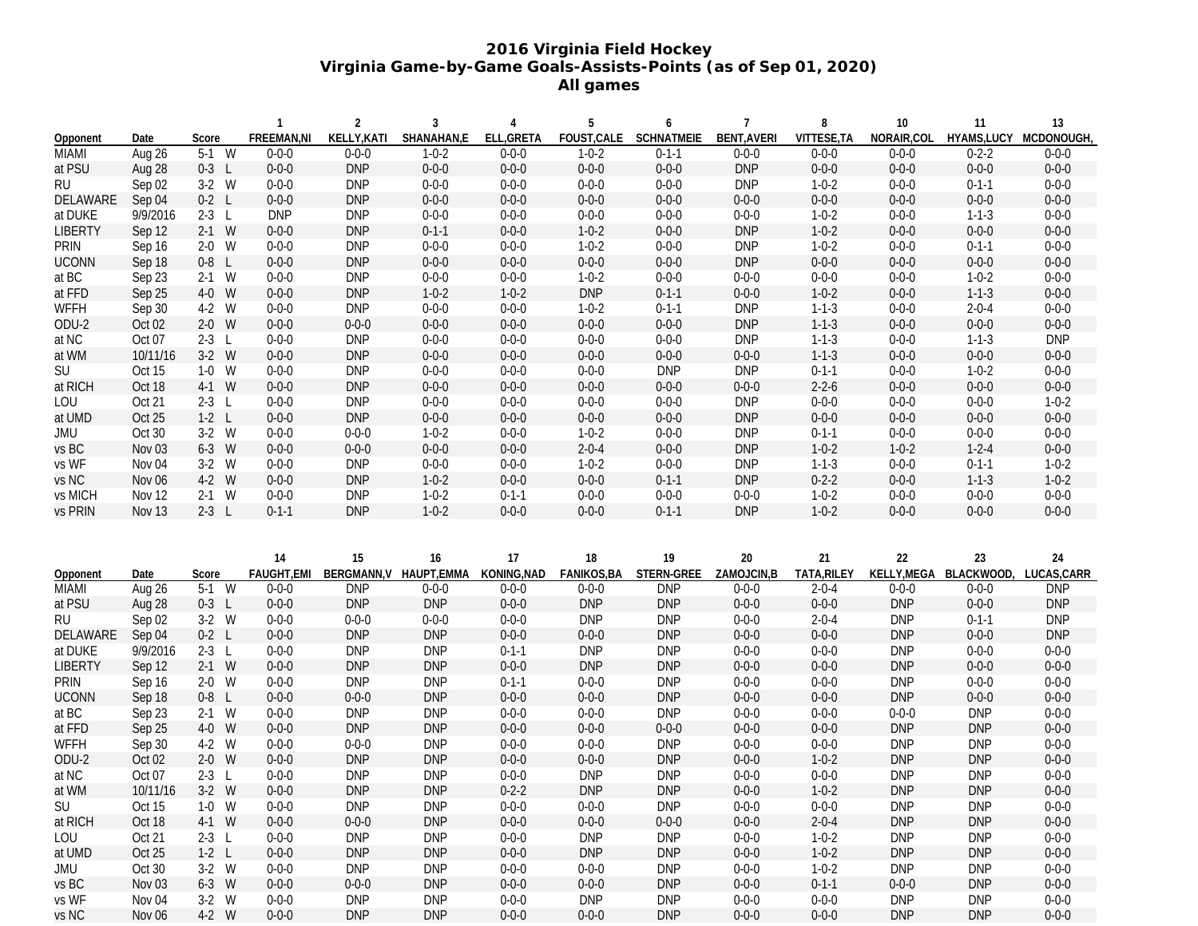# 2016 Virginia Field Hockey
## Virginia Game-by-Game Goals-Assists-Points (as of Sep 01, 2020)
### All games

| Opponent | Date | Score | | 1 FREEMAN,NI | 2 KELLY,KATI | 3 SHANAHAN,E | 4 ELL,GRETA | 5 FOUST,CALE | 6 SCHNATMEIE | 7 BENT,AVERI | 8 VITTESE,TA | 10 NORAIR,COL | 11 HYAMS,LUCY | 13 MCDONOUGH, |
|---|---|---|---|---|---|---|---|---|---|---|---|---|---|---|
| MIAMI | Aug 26 | 5-1 | W | 0-0-0 | 0-0-0 | 1-0-2 | 0-0-0 | 1-0-2 | 0-1-1 | 0-0-0 | 0-0-0 | 0-0-0 | 0-2-2 | 0-0-0 |
| at PSU | Aug 28 | 0-3 | L | 0-0-0 | DNP | 0-0-0 | 0-0-0 | 0-0-0 | 0-0-0 | DNP | 0-0-0 | 0-0-0 | 0-0-0 | 0-0-0 |
| RU | Sep 02 | 3-2 | W | 0-0-0 | DNP | 0-0-0 | 0-0-0 | 0-0-0 | 0-0-0 | DNP | 1-0-2 | 0-0-0 | 0-1-1 | 0-0-0 |
| DELAWARE | Sep 04 | 0-2 | L | 0-0-0 | DNP | 0-0-0 | 0-0-0 | 0-0-0 | 0-0-0 | 0-0-0 | 0-0-0 | 0-0-0 | 0-0-0 | 0-0-0 |
| at DUKE | 9/9/2016 | 2-3 | L | DNP | DNP | 0-0-0 | 0-0-0 | 0-0-0 | 0-0-0 | 0-0-0 | 1-0-2 | 0-0-0 | 1-1-3 | 0-0-0 |
| LIBERTY | Sep 12 | 2-1 | W | 0-0-0 | DNP | 0-1-1 | 0-0-0 | 1-0-2 | 0-0-0 | DNP | 1-0-2 | 0-0-0 | 0-0-0 | 0-0-0 |
| PRIN | Sep 16 | 2-0 | W | 0-0-0 | DNP | 0-0-0 | 0-0-0 | 1-0-2 | 0-0-0 | DNP | 1-0-2 | 0-0-0 | 0-1-1 | 0-0-0 |
| UCONN | Sep 18 | 0-8 | L | 0-0-0 | DNP | 0-0-0 | 0-0-0 | 0-0-0 | 0-0-0 | DNP | 0-0-0 | 0-0-0 | 0-0-0 | 0-0-0 |
| at BC | Sep 23 | 2-1 | W | 0-0-0 | DNP | 0-0-0 | 0-0-0 | 1-0-2 | 0-0-0 | 0-0-0 | 0-0-0 | 0-0-0 | 1-0-2 | 0-0-0 |
| at FFD | Sep 25 | 4-0 | W | 0-0-0 | DNP | 1-0-2 | 1-0-2 | DNP | 0-1-1 | 0-0-0 | 1-0-2 | 0-0-0 | 1-1-3 | 0-0-0 |
| WFFH | Sep 30 | 4-2 | W | 0-0-0 | DNP | 0-0-0 | 0-0-0 | 1-0-2 | 0-1-1 | DNP | 1-1-3 | 0-0-0 | 2-0-4 | 0-0-0 |
| ODU-2 | Oct 02 | 2-0 | W | 0-0-0 | 0-0-0 | 0-0-0 | 0-0-0 | 0-0-0 | 0-0-0 | DNP | 1-1-3 | 0-0-0 | 0-0-0 | 0-0-0 |
| at NC | Oct 07 | 2-3 | L | 0-0-0 | DNP | 0-0-0 | 0-0-0 | 0-0-0 | 0-0-0 | DNP | 1-1-3 | 0-0-0 | 1-1-3 | DNP |
| at WM | 10/11/16 | 3-2 | W | 0-0-0 | DNP | 0-0-0 | 0-0-0 | 0-0-0 | 0-0-0 | 0-0-0 | 1-1-3 | 0-0-0 | 0-0-0 | 0-0-0 |
| SU | Oct 15 | 1-0 | W | 0-0-0 | DNP | 0-0-0 | 0-0-0 | 0-0-0 | DNP | DNP | 0-1-1 | 0-0-0 | 1-0-2 | 0-0-0 |
| at RICH | Oct 18 | 4-1 | W | 0-0-0 | DNP | 0-0-0 | 0-0-0 | 0-0-0 | 0-0-0 | 0-0-0 | 2-2-6 | 0-0-0 | 0-0-0 | 0-0-0 |
| LOU | Oct 21 | 2-3 | L | 0-0-0 | DNP | 0-0-0 | 0-0-0 | 0-0-0 | 0-0-0 | DNP | 0-0-0 | 0-0-0 | 0-0-0 | 1-0-2 |
| at UMD | Oct 25 | 1-2 | L | 0-0-0 | DNP | 0-0-0 | 0-0-0 | 0-0-0 | 0-0-0 | DNP | 0-0-0 | 0-0-0 | 0-0-0 | 0-0-0 |
| JMU | Oct 30 | 3-2 | W | 0-0-0 | 0-0-0 | 1-0-2 | 0-0-0 | 1-0-2 | 0-0-0 | DNP | 0-1-1 | 0-0-0 | 0-0-0 | 0-0-0 |
| vs BC | Nov 03 | 6-3 | W | 0-0-0 | 0-0-0 | 0-0-0 | 0-0-0 | 2-0-4 | 0-0-0 | DNP | 1-0-2 | 1-0-2 | 1-2-4 | 0-0-0 |
| vs WF | Nov 04 | 3-2 | W | 0-0-0 | DNP | 0-0-0 | 0-0-0 | 1-0-2 | 0-0-0 | DNP | 1-1-3 | 0-0-0 | 0-1-1 | 1-0-2 |
| vs NC | Nov 06 | 4-2 | W | 0-0-0 | DNP | 1-0-2 | 0-0-0 | 0-0-0 | 0-1-1 | DNP | 0-2-2 | 0-0-0 | 1-1-3 | 1-0-2 |
| vs MICH | Nov 12 | 2-1 | W | 0-0-0 | DNP | 1-0-2 | 0-1-1 | 0-0-0 | 0-0-0 | 0-0-0 | 1-0-2 | 0-0-0 | 0-0-0 | 0-0-0 |
| vs PRIN | Nov 13 | 2-3 | L | 0-1-1 | DNP | 1-0-2 | 0-0-0 | 0-0-0 | 0-1-1 | DNP | 1-0-2 | 0-0-0 | 0-0-0 | 0-0-0 |

| Opponent | Date | Score | | 14 FAUGHT,EMI | 15 BERGMANN,V | 16 HAUPT,EMMA | 17 KONING,NAD | 18 FANIKOS,BA | 19 STERN-GREE | 20 ZAMOJCIN,B | 21 TATA,RILEY | 22 KELLY,MEGA | 23 BLACKWOOD, | 24 LUCAS,CARR |
|---|---|---|---|---|---|---|---|---|---|---|---|---|---|---|
| MIAMI | Aug 26 | 5-1 | W | 0-0-0 | DNP | 0-0-0 | 0-0-0 | 0-0-0 | DNP | 0-0-0 | 2-0-4 | 0-0-0 | 0-0-0 | DNP |
| at PSU | Aug 28 | 0-3 | L | 0-0-0 | DNP | DNP | 0-0-0 | DNP | DNP | 0-0-0 | 0-0-0 | DNP | DNP | DNP |
| RU | Sep 02 | 3-2 | W | 0-0-0 | 0-0-0 | 0-0-0 | 0-0-0 | DNP | DNP | 0-0-0 | 2-0-4 | DNP | 0-1-1 | DNP |
| DELAWARE | Sep 04 | 0-2 | L | 0-0-0 | DNP | DNP | 0-0-0 | 0-0-0 | DNP | 0-0-0 | 0-0-0 | DNP | 0-0-0 | DNP |
| at DUKE | 9/9/2016 | 2-3 | L | 0-0-0 | DNP | DNP | 0-1-1 | DNP | DNP | 0-0-0 | 0-0-0 | DNP | 0-0-0 | 0-0-0 |
| LIBERTY | Sep 12 | 2-1 | W | 0-0-0 | DNP | DNP | 0-0-0 | DNP | DNP | 0-0-0 | 0-0-0 | DNP | 0-0-0 | 0-0-0 |
| PRIN | Sep 16 | 2-0 | W | 0-0-0 | DNP | DNP | 0-1-1 | 0-0-0 | DNP | 0-0-0 | 0-0-0 | DNP | 0-0-0 | 0-0-0 |
| UCONN | Sep 18 | 0-8 | L | 0-0-0 | 0-0-0 | DNP | 0-0-0 | 0-0-0 | DNP | 0-0-0 | 0-0-0 | DNP | 0-0-0 | 0-0-0 |
| at BC | Sep 23 | 2-1 | W | 0-0-0 | DNP | DNP | 0-0-0 | 0-0-0 | DNP | 0-0-0 | 0-0-0 | 0-0-0 | DNP | 0-0-0 |
| at FFD | Sep 25 | 4-0 | W | 0-0-0 | DNP | DNP | 0-0-0 | 0-0-0 | 0-0-0 | 0-0-0 | 0-0-0 | DNP | DNP | 0-0-0 |
| WFFH | Sep 30 | 4-2 | W | 0-0-0 | 0-0-0 | DNP | 0-0-0 | 0-0-0 | DNP | 0-0-0 | 0-0-0 | DNP | DNP | 0-0-0 |
| ODU-2 | Oct 02 | 2-0 | W | 0-0-0 | DNP | DNP | 0-0-0 | 0-0-0 | DNP | 0-0-0 | 1-0-2 | DNP | DNP | 0-0-0 |
| at NC | Oct 07 | 2-3 | L | 0-0-0 | DNP | DNP | 0-0-0 | DNP | DNP | 0-0-0 | 0-0-0 | DNP | DNP | 0-0-0 |
| at WM | 10/11/16 | 3-2 | W | 0-0-0 | DNP | DNP | 0-2-2 | DNP | DNP | 0-0-0 | 1-0-2 | DNP | DNP | 0-0-0 |
| SU | Oct 15 | 1-0 | W | 0-0-0 | DNP | DNP | 0-0-0 | 0-0-0 | DNP | 0-0-0 | 0-0-0 | DNP | DNP | 0-0-0 |
| at RICH | Oct 18 | 4-1 | W | 0-0-0 | 0-0-0 | DNP | 0-0-0 | 0-0-0 | 0-0-0 | 0-0-0 | 2-0-4 | DNP | DNP | 0-0-0 |
| LOU | Oct 21 | 2-3 | L | 0-0-0 | DNP | DNP | 0-0-0 | DNP | DNP | 0-0-0 | 1-0-2 | DNP | DNP | 0-0-0 |
| at UMD | Oct 25 | 1-2 | L | 0-0-0 | DNP | DNP | 0-0-0 | DNP | DNP | 0-0-0 | 1-0-2 | DNP | DNP | 0-0-0 |
| JMU | Oct 30 | 3-2 | W | 0-0-0 | DNP | DNP | 0-0-0 | 0-0-0 | DNP | 0-0-0 | 1-0-2 | DNP | DNP | 0-0-0 |
| vs BC | Nov 03 | 6-3 | W | 0-0-0 | 0-0-0 | DNP | 0-0-0 | 0-0-0 | DNP | 0-0-0 | 0-1-1 | 0-0-0 | DNP | 0-0-0 |
| vs WF | Nov 04 | 3-2 | W | 0-0-0 | DNP | DNP | 0-0-0 | DNP | DNP | 0-0-0 | 0-0-0 | DNP | DNP | 0-0-0 |
| vs NC | Nov 06 | 4-2 | W | 0-0-0 | DNP | DNP | 0-0-0 | 0-0-0 | DNP | 0-0-0 | 0-0-0 | DNP | DNP | 0-0-0 |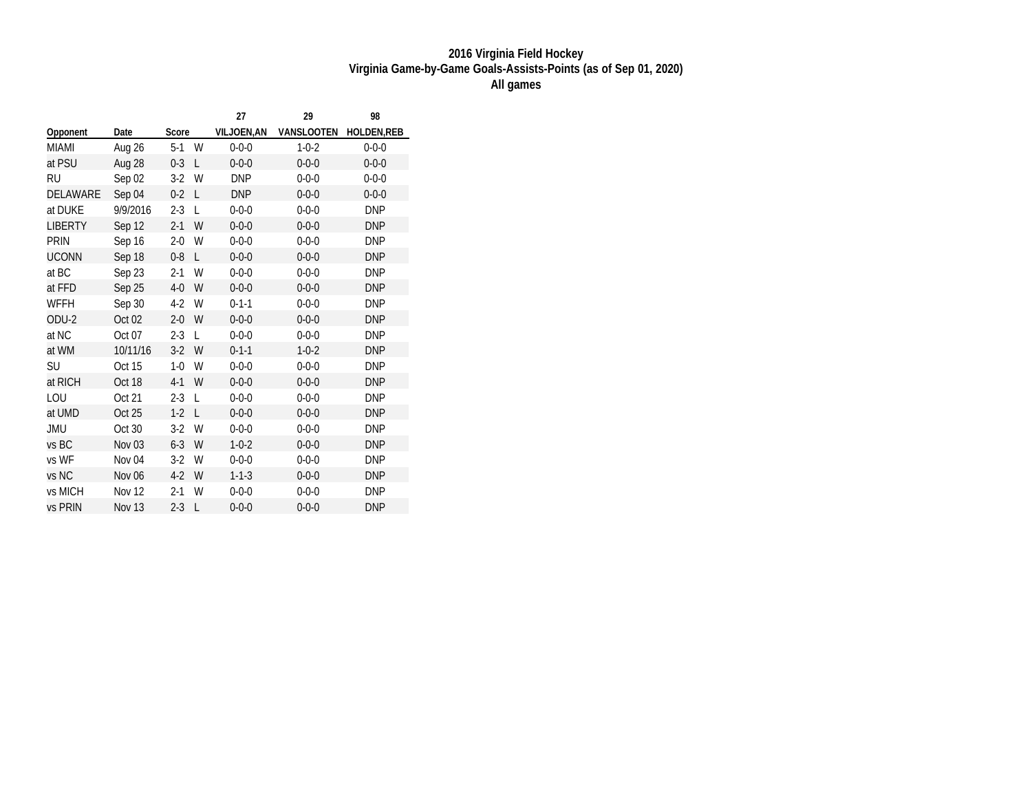**2016 Virginia Field Hockey**
**Virginia Game-by-Game Goals-Assists-Points (as of Sep 01, 2020)**
**All games**

| | | | | 27 | 29 | 98 |
|---|---|---|---|---|---|---|
| **Opponent** | **Date** | **Score** | | **VILJOEN,AN** | **VANSLOOTEN** | **HOLDEN,REB** |
| MIAMI | Aug 26 | 5-1 | W | 0-0-0 | 1-0-2 | 0-0-0 |
| at PSU | Aug 28 | 0-3 | L | 0-0-0 | 0-0-0 | 0-0-0 |
| RU | Sep 02 | 3-2 | W | DNP | 0-0-0 | 0-0-0 |
| DELAWARE | Sep 04 | 0-2 | L | DNP | 0-0-0 | 0-0-0 |
| at DUKE | 9/9/2016 | 2-3 | L | 0-0-0 | 0-0-0 | DNP |
| LIBERTY | Sep 12 | 2-1 | W | 0-0-0 | 0-0-0 | DNP |
| PRIN | Sep 16 | 2-0 | W | 0-0-0 | 0-0-0 | DNP |
| UCONN | Sep 18 | 0-8 | L | 0-0-0 | 0-0-0 | DNP |
| at BC | Sep 23 | 2-1 | W | 0-0-0 | 0-0-0 | DNP |
| at FFD | Sep 25 | 4-0 | W | 0-0-0 | 0-0-0 | DNP |
| WFFH | Sep 30 | 4-2 | W | 0-1-1 | 0-0-0 | DNP |
| ODU-2 | Oct 02 | 2-0 | W | 0-0-0 | 0-0-0 | DNP |
| at NC | Oct 07 | 2-3 | L | 0-0-0 | 0-0-0 | DNP |
| at WM | 10/11/16 | 3-2 | W | 0-1-1 | 1-0-2 | DNP |
| SU | Oct 15 | 1-0 | W | 0-0-0 | 0-0-0 | DNP |
| at RICH | Oct 18 | 4-1 | W | 0-0-0 | 0-0-0 | DNP |
| LOU | Oct 21 | 2-3 | L | 0-0-0 | 0-0-0 | DNP |
| at UMD | Oct 25 | 1-2 | L | 0-0-0 | 0-0-0 | DNP |
| JMU | Oct 30 | 3-2 | W | 0-0-0 | 0-0-0 | DNP |
| vs BC | Nov 03 | 6-3 | W | 1-0-2 | 0-0-0 | DNP |
| vs WF | Nov 04 | 3-2 | W | 0-0-0 | 0-0-0 | DNP |
| vs NC | Nov 06 | 4-2 | W | 1-1-3 | 0-0-0 | DNP |
| vs MICH | Nov 12 | 2-1 | W | 0-0-0 | 0-0-0 | DNP |
| vs PRIN | Nov 13 | 2-3 | L | 0-0-0 | 0-0-0 | DNP |